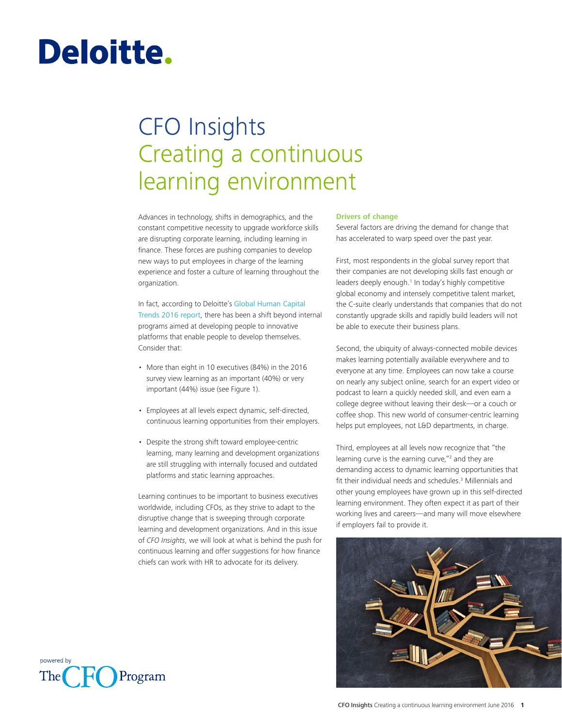Deloitte.

# CFO Insights
## Creating a continuous learning environment

Advances in technology, shifts in demographics, and the constant competitive necessity to upgrade workforce skills are disrupting corporate learning, including learning in finance. These forces are pushing companies to develop new ways to put employees in charge of the learning experience and foster a culture of learning throughout the organization.

In fact, according to Deloitte's Global Human Capital Trends 2016 report, there has been a shift beyond internal programs aimed at developing people to innovative platforms that enable people to develop themselves. Consider that:

- More than eight in 10 executives (84%) in the 2016 survey view learning as an important (40%) or very important (44%) issue (see Figure 1).
- Employees at all levels expect dynamic, self-directed, continuous learning opportunities from their employers.
- Despite the strong shift toward employee-centric learning, many learning and development organizations are still struggling with internally focused and outdated platforms and static learning approaches.

Learning continues to be important to business executives worldwide, including CFOs, as they strive to adapt to the disruptive change that is sweeping through corporate learning and development organizations. And in this issue of *CFO Insights*, we will look at what is behind the push for continuous learning and offer suggestions for how finance chiefs can work with HR to advocate for its delivery.

### Drivers of change

Several factors are driving the demand for change that has accelerated to warp speed over the past year.

First, most respondents in the global survey report that their companies are not developing skills fast enough or leaders deeply enough.[1] In today's highly competitive global economy and intensely competitive talent market, the C-suite clearly understands that companies that do not constantly upgrade skills and rapidly build leaders will not be able to execute their business plans.

Second, the ubiquity of always-connected mobile devices makes learning potentially available everywhere and to everyone at any time. Employees can now take a course on nearly any subject online, search for an expert video or podcast to learn a quickly needed skill, and even earn a college degree without leaving their desk—or a couch or coffee shop. This new world of consumer-centric learning helps put employees, not L&D departments, in charge.

Third, employees at all levels now recognize that "the learning curve is the earning curve,"[2] and they are demanding access to dynamic learning opportunities that fit their individual needs and schedules.[3] Millennials and other young employees have grown up in this self-directed learning environment. They often expect it as part of their working lives and careers—and many will move elsewhere if employers fail to provide it.

powered by The CFO Program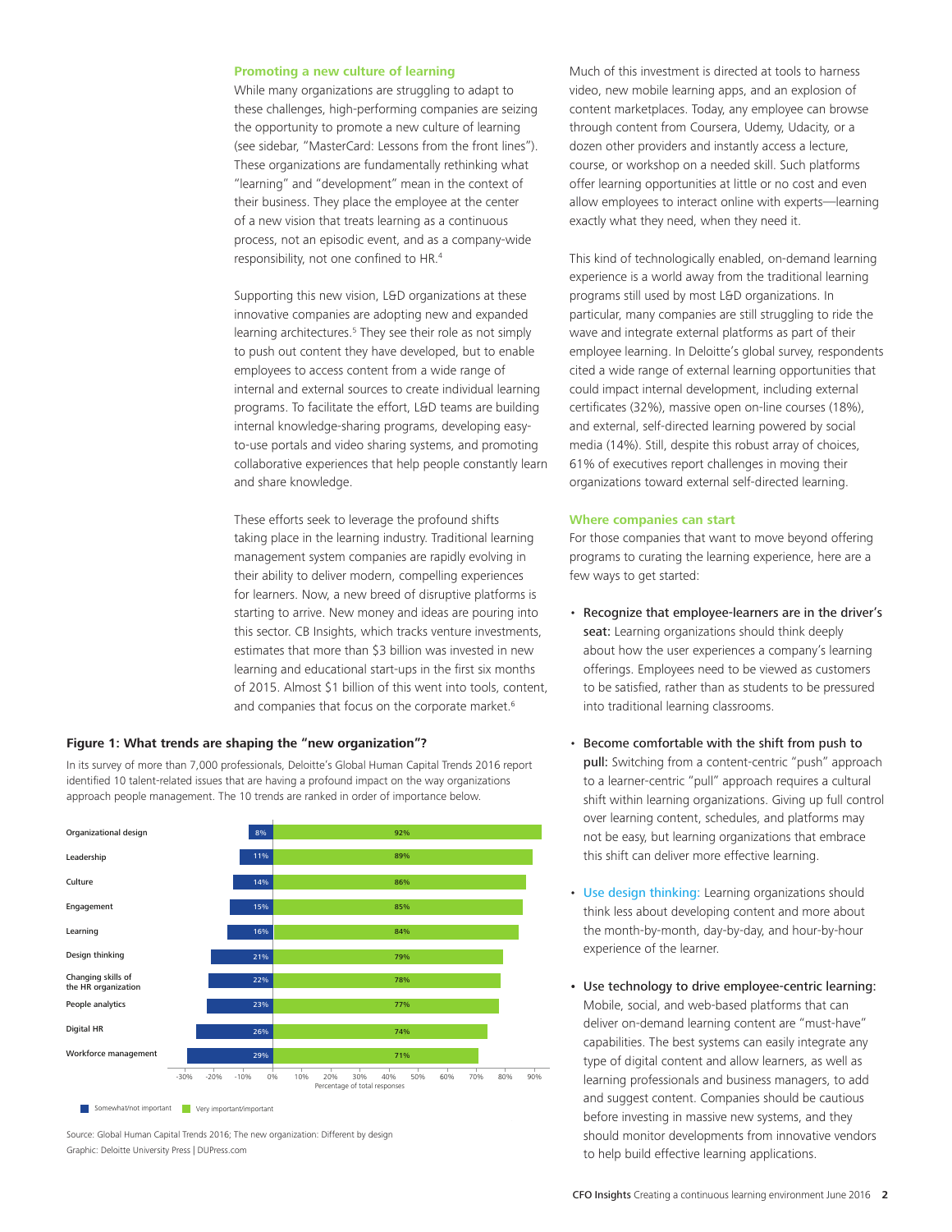## Promoting a new culture of learning

While many organizations are struggling to adapt to these challenges, high-performing companies are seizing the opportunity to promote a new culture of learning (see sidebar, "MasterCard: Lessons from the front lines"). These organizations are fundamentally rethinking what "learning" and "development" mean in the context of their business. They place the employee at the center of a new vision that treats learning as a continuous process, not an episodic event, and as a company-wide responsibility, not one confined to HR.[4]

Supporting this new vision, L&D organizations at these innovative companies are adopting new and expanded learning architectures.[5] They see their role as not simply to push out content they have developed, but to enable employees to access content from a wide range of internal and external sources to create individual learning programs. To facilitate the effort, L&D teams are building internal knowledge-sharing programs, developing easy-to-use portals and video sharing systems, and promoting collaborative experiences that help people constantly learn and share knowledge.

These efforts seek to leverage the profound shifts taking place in the learning industry. Traditional learning management system companies are rapidly evolving in their ability to deliver modern, compelling experiences for learners. Now, a new breed of disruptive platforms is starting to arrive. New money and ideas are pouring into this sector. CB Insights, which tracks venture investments, estimates that more than $3 billion was invested in new learning and educational start-ups in the first six months of 2015. Almost $1 billion of this went into tools, content, and companies that focus on the corporate market.[6]

**Figure 1: What trends are shaping the "new organization"?**

In its survey of more than 7,000 professionals, Deloitte's Global Human Capital Trends 2016 report identified 10 talent-related issues that are having a profound impact on the way organizations approach people management. The 10 trends are ranked in order of importance below.

| Trend | Somewhat/not important | Very important/important |
|---|---|---|
| Organizational design | 8% | 92% |
| Leadership | 11% | 89% |
| Culture | 14% | 86% |
| Engagement | 15% | 85% |
| Learning | 16% | 84% |
| Design thinking | 21% | 79% |
| Changing skills of the HR organization | 22% | 78% |
| People analytics | 23% | 77% |
| Digital HR | 26% | 74% |
| Workforce management | 29% | 71% |

Source: Global Human Capital Trends 2016; The new organization: Different by design
Graphic: Deloitte University Press | DUPress.com

Much of this investment is directed at tools to harness video, new mobile learning apps, and an explosion of content marketplaces. Today, any employee can browse through content from Coursera, Udemy, Udacity, or a dozen other providers and instantly access a lecture, course, or workshop on a needed skill. Such platforms offer learning opportunities at little or no cost and even allow employees to interact online with experts—learning exactly what they need, when they need it.

This kind of technologically enabled, on-demand learning experience is a world away from the traditional learning programs still used by most L&D organizations. In particular, many companies are still struggling to ride the wave and integrate external platforms as part of their employee learning. In Deloitte's global survey, respondents cited a wide range of external learning opportunities that could impact internal development, including external certificates (32%), massive open on-line courses (18%), and external, self-directed learning powered by social media (14%). Still, despite this robust array of choices, 61% of executives report challenges in moving their organizations toward external self-directed learning.

## Where companies can start

For those companies that want to move beyond offering programs to curating the learning experience, here are a few ways to get started:

- **Recognize that employee-learners are in the driver's seat:** Learning organizations should think deeply about how the user experiences a company's learning offerings. Employees need to be viewed as customers to be satisfied, rather than as students to be pressured into traditional learning classrooms.
- **Become comfortable with the shift from push to pull:** Switching from a content-centric "push" approach to a learner-centric "pull" approach requires a cultural shift within learning organizations. Giving up full control over learning content, schedules, and platforms may not be easy, but learning organizations that embrace this shift can deliver more effective learning.
- **Use design thinking:** Learning organizations should think less about developing content and more about the month-by-month, day-by-day, and hour-by-hour experience of the learner.
- **Use technology to drive employee-centric learning:** Mobile, social, and web-based platforms that can deliver on-demand learning content are "must-have" capabilities. The best systems can easily integrate any type of digital content and allow learners, as well as learning professionals and business managers, to add and suggest content. Companies should be cautious before investing in massive new systems, and they should monitor developments from innovative vendors to help build effective learning applications.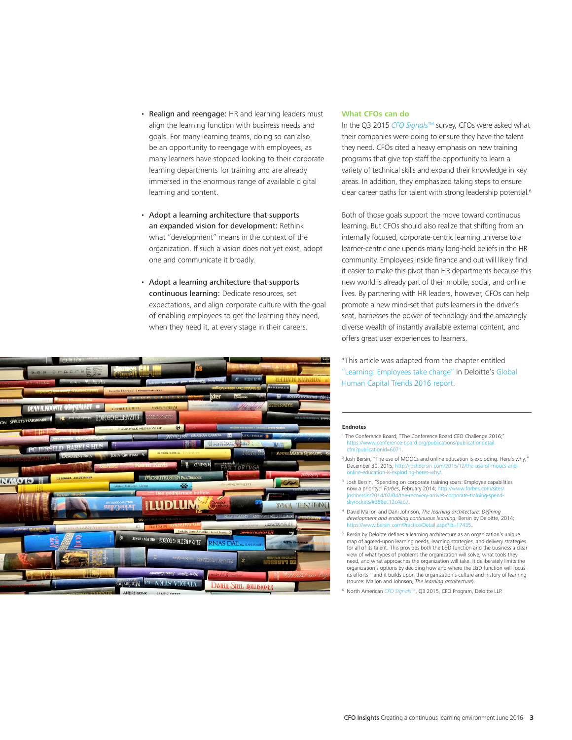- **Realign and reengage:** HR and learning leaders must align the learning function with business needs and goals. For many learning teams, doing so can also be an opportunity to reengage with employees, as many learners have stopped looking to their corporate learning departments for training and are already immersed in the enormous range of available digital learning and content.

- **Adopt a learning architecture that supports an expanded vision for development:** Rethink what "development" means in the context of the organization. If such a vision does not yet exist, adopt one and communicate it broadly.

- **Adopt a learning architecture that supports continuous learning:** Dedicate resources, set expectations, and align corporate culture with the goal of enabling employees to get the learning they need, when they need it, at every stage in their careers.

### What CFOs can do

In the Q3 2015 *CFO Signals*™ survey, CFOs were asked what their companies were doing to ensure they have the talent they need. CFOs cited a heavy emphasis on new training programs that give top staff the opportunity to learn a variety of technical skills and expand their knowledge in key areas. In addition, they emphasized taking steps to ensure clear career paths for talent with strong leadership potential.[6]

Both of those goals support the move toward continuous learning. But CFOs should also realize that shifting from an internally focused, corporate-centric learning universe to a learner-centric one upends many long-held beliefs in the HR community. Employees inside finance and out will likely find it easier to make this pivot than HR departments because this new world is already part of their mobile, social, and online lives. By partnering with HR leaders, however, CFOs can help promote a new mind-set that puts learners in the driver's seat, harnesses the power of technology and the amazingly diverse wealth of instantly available external content, and offers great user experiences to learners.

*This article was adapted from the chapter entitled "Learning: Employees take charge" in Deloitte's Global Human Capital Trends 2016 report.

#### Endnotes

1. The Conference Board, "The Conference Board CEO Challenge 2016;" https://www.conference-board.org/publications/publicationdetail.cfm?publicationid=6071.
2. Josh Bersin, "The use of MOOCs and online education is exploding. Here's why;" December 30, 2015; http://joshbersin.com/2015/12/the-use-of-moocs-and-online-education-is-exploding-heres-why/.
3. Josh Bersin, "Spending on corporate training soars: Employee capabilities now a priority;" *Forbes*, February 2014; http://www.forbes.com/sites/joshbersin/2014/02/04/the-recovery-arrives-corporate-training-spend-skyrockets/#386ec12c4ab7.
4. David Mallon and Dani Johnson, *The learning architecture: Defining development and enabling continuous learning*, Bersin by Deloitte, 2014; https://www.bersin.com/Practice/Detail.aspx?id=17435.
5. Bersin by Deloitte defines a learning architecture as an organization's unique map of agreed-upon learning needs, learning strategies, and delivery strategies for all of its talent. This provides both the L&D function and the business a clear view of what types of problems the organization will solve, what tools they need, and what approaches the organization will take. It deliberately limits the organization's options by deciding how and where the L&D function will focus its efforts—and it builds upon the organization's culture and history of learning (source: Mallon and Johnson, *The learning architecture*).
6. North American *CFO Signals*™, Q3 2015, CFO Program, Deloitte LLP.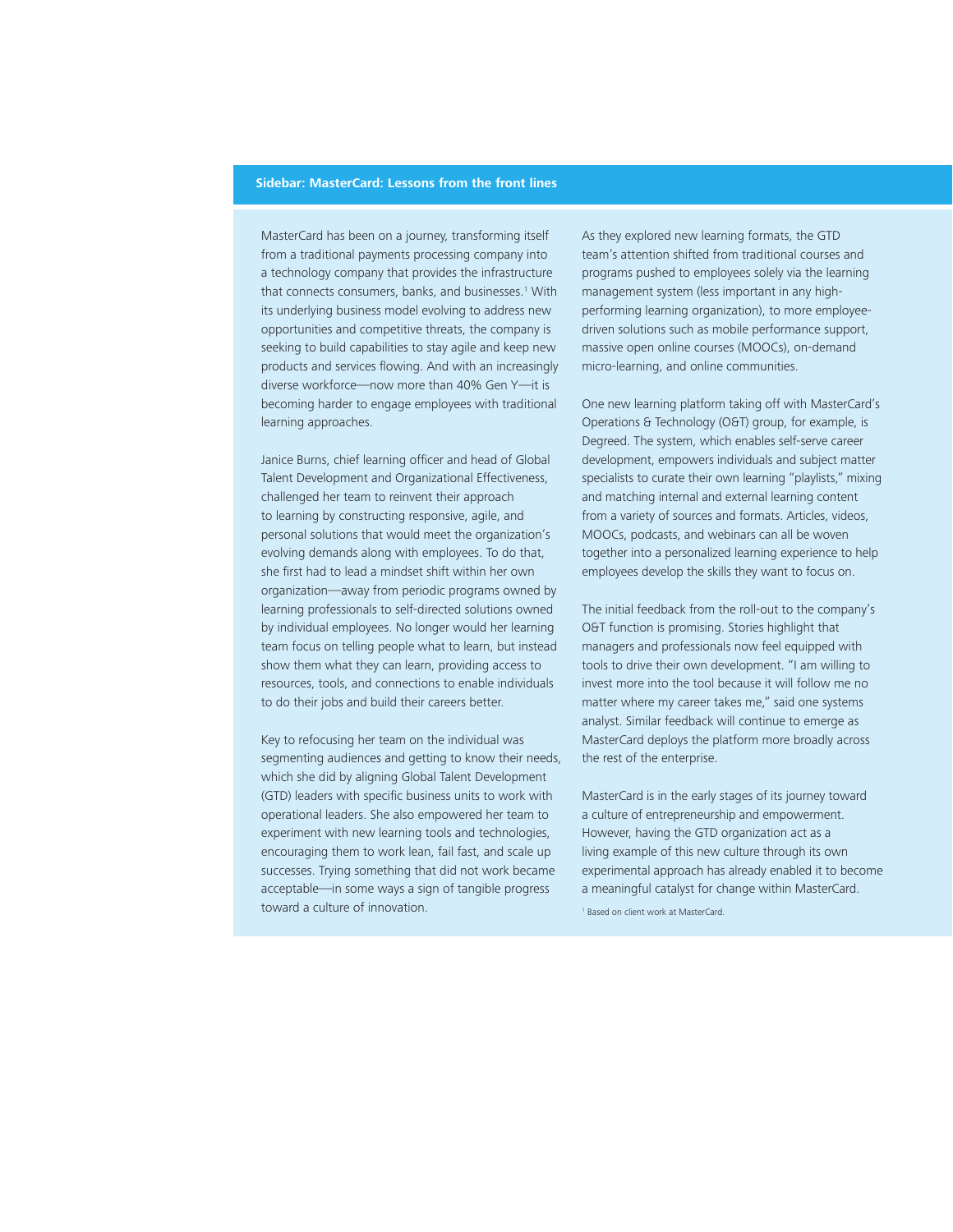## Sidebar: MasterCard: Lessons from the front lines

MasterCard has been on a journey, transforming itself from a traditional payments processing company into a technology company that provides the infrastructure that connects consumers, banks, and businesses.[1] With its underlying business model evolving to address new opportunities and competitive threats, the company is seeking to build capabilities to stay agile and keep new products and services flowing. And with an increasingly diverse workforce—now more than 40% Gen Y—it is becoming harder to engage employees with traditional learning approaches.

Janice Burns, chief learning officer and head of Global Talent Development and Organizational Effectiveness, challenged her team to reinvent their approach to learning by constructing responsive, agile, and personal solutions that would meet the organization's evolving demands along with employees. To do that, she first had to lead a mindset shift within her own organization—away from periodic programs owned by learning professionals to self-directed solutions owned by individual employees. No longer would her learning team focus on telling people what to learn, but instead show them what they can learn, providing access to resources, tools, and connections to enable individuals to do their jobs and build their careers better.

Key to refocusing her team on the individual was segmenting audiences and getting to know their needs, which she did by aligning Global Talent Development (GTD) leaders with specific business units to work with operational leaders. She also empowered her team to experiment with new learning tools and technologies, encouraging them to work lean, fail fast, and scale up successes. Trying something that did not work became acceptable—in some ways a sign of tangible progress toward a culture of innovation.

As they explored new learning formats, the GTD team's attention shifted from traditional courses and programs pushed to employees solely via the learning management system (less important in any high-performing learning organization), to more employee-driven solutions such as mobile performance support, massive open online courses (MOOCs), on-demand micro-learning, and online communities.

One new learning platform taking off with MasterCard's Operations & Technology (O&T) group, for example, is Degreed. The system, which enables self-serve career development, empowers individuals and subject matter specialists to curate their own learning "playlists," mixing and matching internal and external learning content from a variety of sources and formats. Articles, videos, MOOCs, podcasts, and webinars can all be woven together into a personalized learning experience to help employees develop the skills they want to focus on.

The initial feedback from the roll-out to the company's O&T function is promising. Stories highlight that managers and professionals now feel equipped with tools to drive their own development. "I am willing to invest more into the tool because it will follow me no matter where my career takes me," said one systems analyst. Similar feedback will continue to emerge as MasterCard deploys the platform more broadly across the rest of the enterprise.

MasterCard is in the early stages of its journey toward a culture of entrepreneurship and empowerment. However, having the GTD organization act as a living example of this new culture through its own experimental approach has already enabled it to become a meaningful catalyst for change within MasterCard.

[1] Based on client work at MasterCard.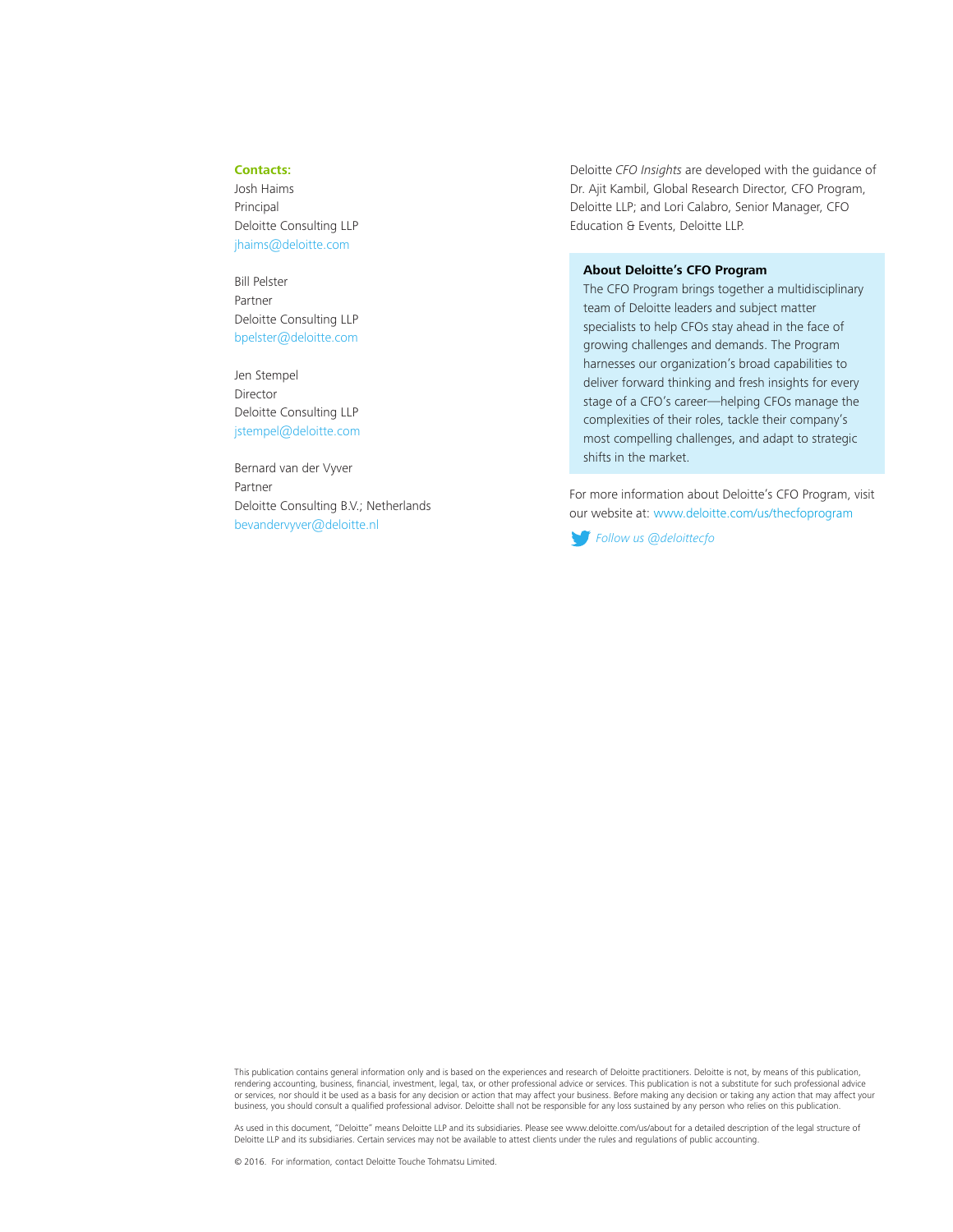**Contacts:**

Josh Haims
Principal
Deloitte Consulting LLP
jhaims@deloitte.com

Bill Pelster
Partner
Deloitte Consulting LLP
bpelster@deloitte.com

Jen Stempel
Director
Deloitte Consulting LLP
jstempel@deloitte.com

Bernard van der Vyver
Partner
Deloitte Consulting B.V.; Netherlands
bevandervyver@deloitte.nl

Deloitte *CFO Insights* are developed with the guidance of Dr. Ajit Kambil, Global Research Director, CFO Program, Deloitte LLP; and Lori Calabro, Senior Manager, CFO Education & Events, Deloitte LLP.

**About Deloitte's CFO Program**

The CFO Program brings together a multidisciplinary team of Deloitte leaders and subject matter specialists to help CFOs stay ahead in the face of growing challenges and demands. The Program harnesses our organization's broad capabilities to deliver forward thinking and fresh insights for every stage of a CFO's career—helping CFOs manage the complexities of their roles, tackle their company's most compelling challenges, and adapt to strategic shifts in the market.

For more information about Deloitte's CFO Program, visit our website at: www.deloitte.com/us/thecfoprogram

*Follow us @deloittecfo*

This publication contains general information only and is based on the experiences and research of Deloitte practitioners. Deloitte is not, by means of this publication, rendering accounting, business, financial, investment, legal, tax, or other professional advice or services. This publication is not a substitute for such professional advice or services, nor should it be used as a basis for any decision or action that may affect your business. Before making any decision or taking any action that may affect your business, you should consult a qualified professional advisor. Deloitte shall not be responsible for any loss sustained by any person who relies on this publication.

As used in this document, "Deloitte" means Deloitte LLP and its subsidiaries. Please see www.deloitte.com/us/about for a detailed description of the legal structure of Deloitte LLP and its subsidiaries. Certain services may not be available to attest clients under the rules and regulations of public accounting.

© 2016. For information, contact Deloitte Touche Tohmatsu Limited.